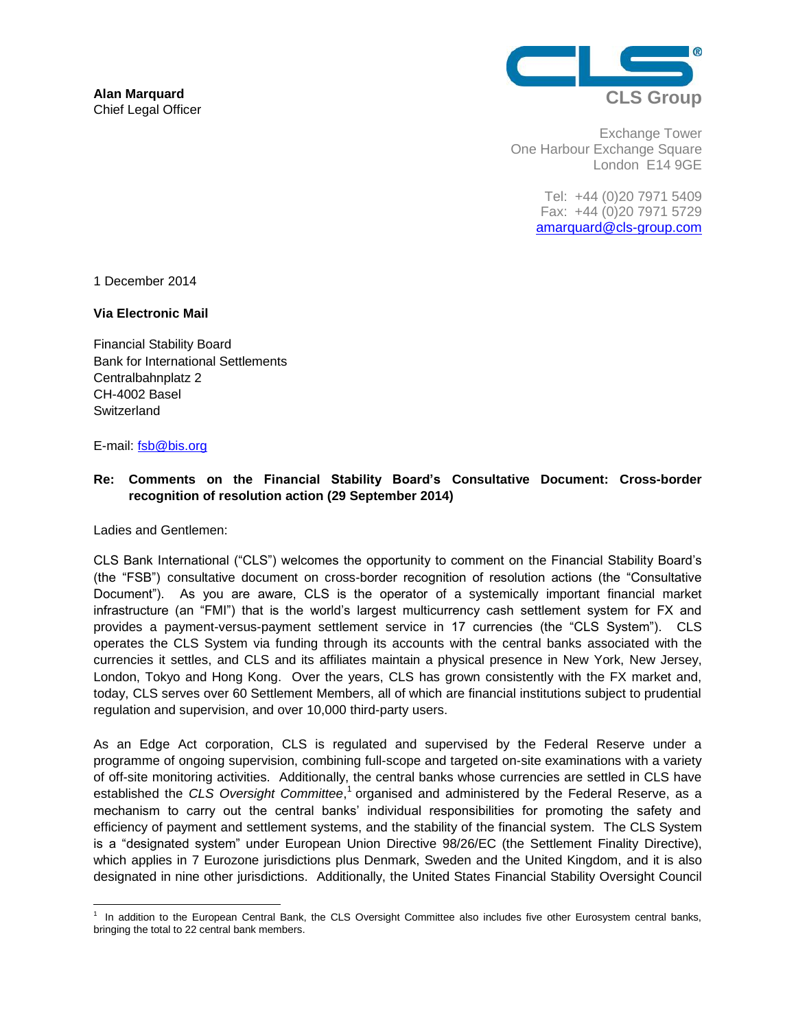**Alan Marquard**
Chief Legal Officer

CLS Group

Exchange Tower
One Harbour Exchange Square
London E14 9GE

Tel: +44 (0)20 7971 5409
Fax: +44 (0)20 7971 5729
amarquard@cls-group.com

1 December 2014

**Via Electronic Mail**

Financial Stability Board
Bank for International Settlements
Centralbahnplatz 2
CH-4002 Basel
Switzerland

E-mail: fsb@bis.org

**Re: Comments on the Financial Stability Board's Consultative Document: Cross-border recognition of resolution action (29 September 2014)**

Ladies and Gentlemen:

CLS Bank International ("CLS") welcomes the opportunity to comment on the Financial Stability Board's (the "FSB") consultative document on cross-border recognition of resolution actions (the "Consultative Document"). As you are aware, CLS is the operator of a systemically important financial market infrastructure (an "FMI") that is the world's largest multicurrency cash settlement system for FX and provides a payment-versus-payment settlement service in 17 currencies (the "CLS System"). CLS operates the CLS System via funding through its accounts with the central banks associated with the currencies it settles, and CLS and its affiliates maintain a physical presence in New York, New Jersey, London, Tokyo and Hong Kong. Over the years, CLS has grown consistently with the FX market and, today, CLS serves over 60 Settlement Members, all of which are financial institutions subject to prudential regulation and supervision, and over 10,000 third-party users.

As an Edge Act corporation, CLS is regulated and supervised by the Federal Reserve under a programme of ongoing supervision, combining full-scope and targeted on-site examinations with a variety of off-site monitoring activities. Additionally, the central banks whose currencies are settled in CLS have established the *CLS Oversight Committee*,[1] organised and administered by the Federal Reserve, as a mechanism to carry out the central banks' individual responsibilities for promoting the safety and efficiency of payment and settlement systems, and the stability of the financial system. The CLS System is a "designated system" under European Union Directive 98/26/EC (the Settlement Finality Directive), which applies in 7 Eurozone jurisdictions plus Denmark, Sweden and the United Kingdom, and it is also designated in nine other jurisdictions. Additionally, the United States Financial Stability Oversight Council

[1] In addition to the European Central Bank, the CLS Oversight Committee also includes five other Eurosystem central banks, bringing the total to 22 central bank members.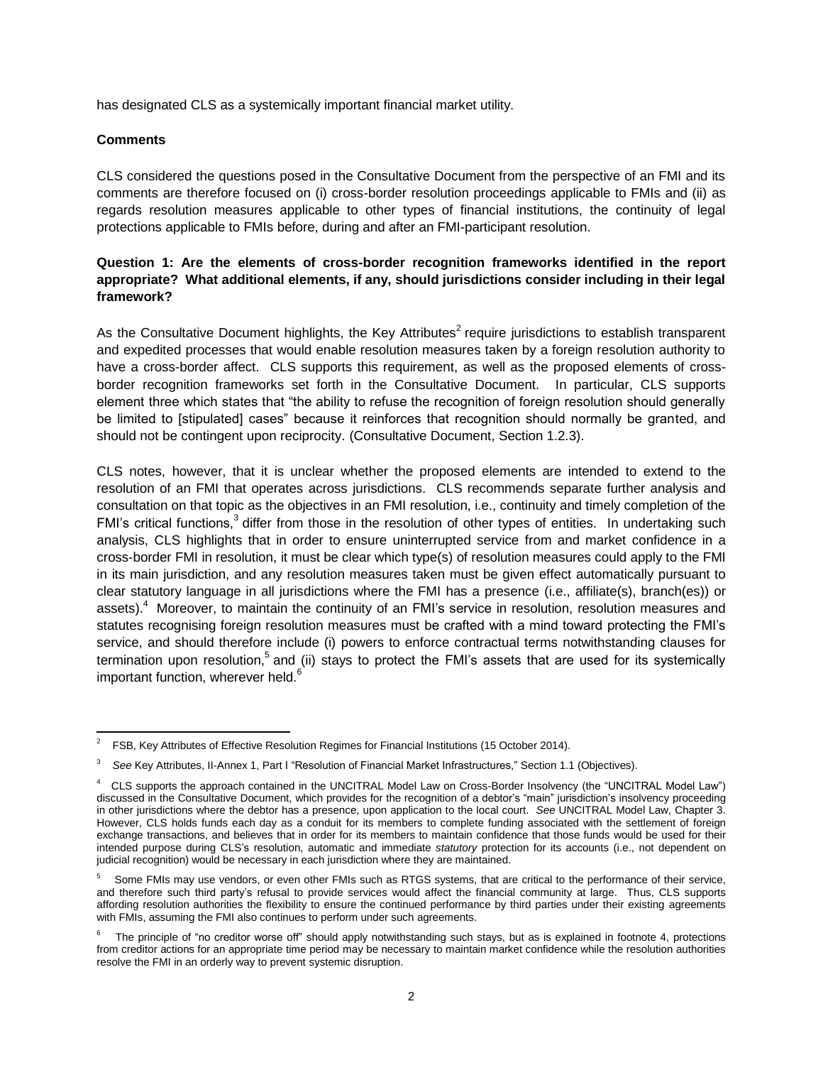has designated CLS as a systemically important financial market utility.

**Comments**

CLS considered the questions posed in the Consultative Document from the perspective of an FMI and its comments are therefore focused on (i) cross-border resolution proceedings applicable to FMIs and (ii) as regards resolution measures applicable to other types of financial institutions, the continuity of legal protections applicable to FMIs before, during and after an FMI-participant resolution.

**Question 1: Are the elements of cross-border recognition frameworks identified in the report appropriate? What additional elements, if any, should jurisdictions consider including in their legal framework?**

As the Consultative Document highlights, the Key Attributes[2] require jurisdictions to establish transparent and expedited processes that would enable resolution measures taken by a foreign resolution authority to have a cross-border affect. CLS supports this requirement, as well as the proposed elements of cross-border recognition frameworks set forth in the Consultative Document. In particular, CLS supports element three which states that "the ability to refuse the recognition of foreign resolution should generally be limited to [stipulated] cases" because it reinforces that recognition should normally be granted, and should not be contingent upon reciprocity. (Consultative Document, Section 1.2.3).

CLS notes, however, that it is unclear whether the proposed elements are intended to extend to the resolution of an FMI that operates across jurisdictions. CLS recommends separate further analysis and consultation on that topic as the objectives in an FMI resolution, i.e., continuity and timely completion of the FMI's critical functions,[3] differ from those in the resolution of other types of entities. In undertaking such analysis, CLS highlights that in order to ensure uninterrupted service from and market confidence in a cross-border FMI in resolution, it must be clear which type(s) of resolution measures could apply to the FMI in its main jurisdiction, and any resolution measures taken must be given effect automatically pursuant to clear statutory language in all jurisdictions where the FMI has a presence (i.e., affiliate(s), branch(es)) or assets).[4] Moreover, to maintain the continuity of an FMI's service in resolution, resolution measures and statutes recognising foreign resolution measures must be crafted with a mind toward protecting the FMI's service, and should therefore include (i) powers to enforce contractual terms notwithstanding clauses for termination upon resolution,[5] and (ii) stays to protect the FMI's assets that are used for its systemically important function, wherever held.[6]

---

[2] FSB, Key Attributes of Effective Resolution Regimes for Financial Institutions (15 October 2014).

[3] *See* Key Attributes, II-Annex 1, Part I "Resolution of Financial Market Infrastructures," Section 1.1 (Objectives).

[4] CLS supports the approach contained in the UNCITRAL Model Law on Cross-Border Insolvency (the "UNCITRAL Model Law") discussed in the Consultative Document, which provides for the recognition of a debtor's "main" jurisdiction's insolvency proceeding in other jurisdictions where the debtor has a presence, upon application to the local court. *See* UNCITRAL Model Law, Chapter 3. However, CLS holds funds each day as a conduit for its members to complete funding associated with the settlement of foreign exchange transactions, and believes that in order for its members to maintain confidence that those funds would be used for their intended purpose during CLS's resolution, automatic and immediate *statutory* protection for its accounts (i.e., not dependent on judicial recognition) would be necessary in each jurisdiction where they are maintained.

[5] Some FMIs may use vendors, or even other FMIs such as RTGS systems, that are critical to the performance of their service, and therefore such third party's refusal to provide services would affect the financial community at large. Thus, CLS supports affording resolution authorities the flexibility to ensure the continued performance by third parties under their existing agreements with FMIs, assuming the FMI also continues to perform under such agreements.

[6] The principle of "no creditor worse off" should apply notwithstanding such stays, but as is explained in footnote 4, protections from creditor actions for an appropriate time period may be necessary to maintain market confidence while the resolution authorities resolve the FMI in an orderly way to prevent systemic disruption.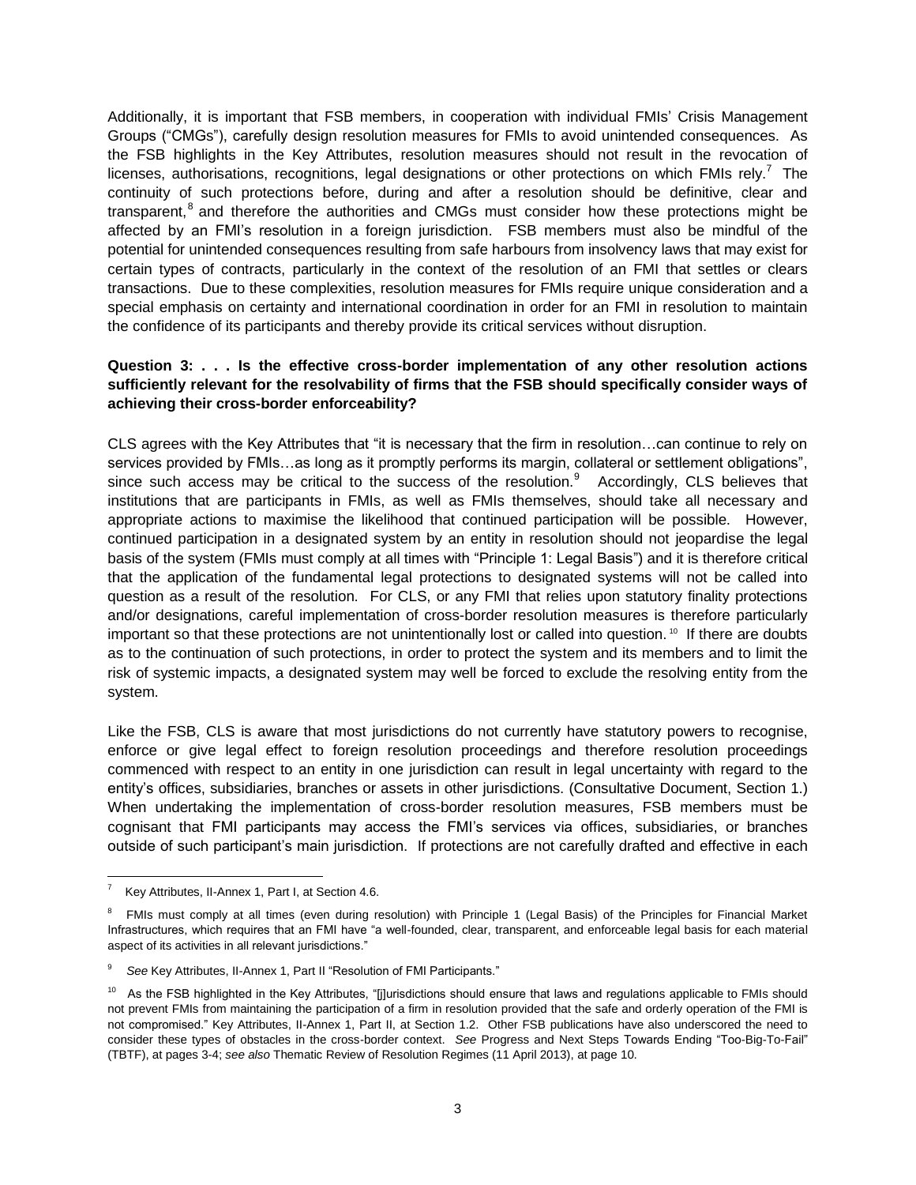Additionally, it is important that FSB members, in cooperation with individual FMIs' Crisis Management Groups ("CMGs"), carefully design resolution measures for FMIs to avoid unintended consequences. As the FSB highlights in the Key Attributes, resolution measures should not result in the revocation of licenses, authorisations, recognitions, legal designations or other protections on which FMIs rely.[7] The continuity of such protections before, during and after a resolution should be definitive, clear and transparent,[8] and therefore the authorities and CMGs must consider how these protections might be affected by an FMI's resolution in a foreign jurisdiction. FSB members must also be mindful of the potential for unintended consequences resulting from safe harbours from insolvency laws that may exist for certain types of contracts, particularly in the context of the resolution of an FMI that settles or clears transactions. Due to these complexities, resolution measures for FMIs require unique consideration and a special emphasis on certainty and international coordination in order for an FMI in resolution to maintain the confidence of its participants and thereby provide its critical services without disruption.

**Question 3: . . . Is the effective cross-border implementation of any other resolution actions sufficiently relevant for the resolvability of firms that the FSB should specifically consider ways of achieving their cross-border enforceability?**

CLS agrees with the Key Attributes that "it is necessary that the firm in resolution…can continue to rely on services provided by FMIs…as long as it promptly performs its margin, collateral or settlement obligations", since such access may be critical to the success of the resolution.[9] Accordingly, CLS believes that institutions that are participants in FMIs, as well as FMIs themselves, should take all necessary and appropriate actions to maximise the likelihood that continued participation will be possible. However, continued participation in a designated system by an entity in resolution should not jeopardise the legal basis of the system (FMIs must comply at all times with "Principle 1: Legal Basis") and it is therefore critical that the application of the fundamental legal protections to designated systems will not be called into question as a result of the resolution. For CLS, or any FMI that relies upon statutory finality protections and/or designations, careful implementation of cross-border resolution measures is therefore particularly important so that these protections are not unintentionally lost or called into question.[10] If there are doubts as to the continuation of such protections, in order to protect the system and its members and to limit the risk of systemic impacts, a designated system may well be forced to exclude the resolving entity from the system.

Like the FSB, CLS is aware that most jurisdictions do not currently have statutory powers to recognise, enforce or give legal effect to foreign resolution proceedings and therefore resolution proceedings commenced with respect to an entity in one jurisdiction can result in legal uncertainty with regard to the entity's offices, subsidiaries, branches or assets in other jurisdictions. (Consultative Document, Section 1.) When undertaking the implementation of cross-border resolution measures, FSB members must be cognisant that FMI participants may access the FMI's services via offices, subsidiaries, or branches outside of such participant's main jurisdiction. If protections are not carefully drafted and effective in each

---

[7] Key Attributes, II-Annex 1, Part I, at Section 4.6.

[8] FMIs must comply at all times (even during resolution) with Principle 1 (Legal Basis) of the Principles for Financial Market Infrastructures, which requires that an FMI have "a well-founded, clear, transparent, and enforceable legal basis for each material aspect of its activities in all relevant jurisdictions."

[9] *See* Key Attributes, II-Annex 1, Part II "Resolution of FMI Participants."

[10] As the FSB highlighted in the Key Attributes, "[j]urisdictions should ensure that laws and regulations applicable to FMIs should not prevent FMIs from maintaining the participation of a firm in resolution provided that the safe and orderly operation of the FMI is not compromised." Key Attributes, II-Annex 1, Part II, at Section 1.2. Other FSB publications have also underscored the need to consider these types of obstacles in the cross-border context. *See* Progress and Next Steps Towards Ending "Too-Big-To-Fail" (TBTF), at pages 3-4; *see also* Thematic Review of Resolution Regimes (11 April 2013), at page 10.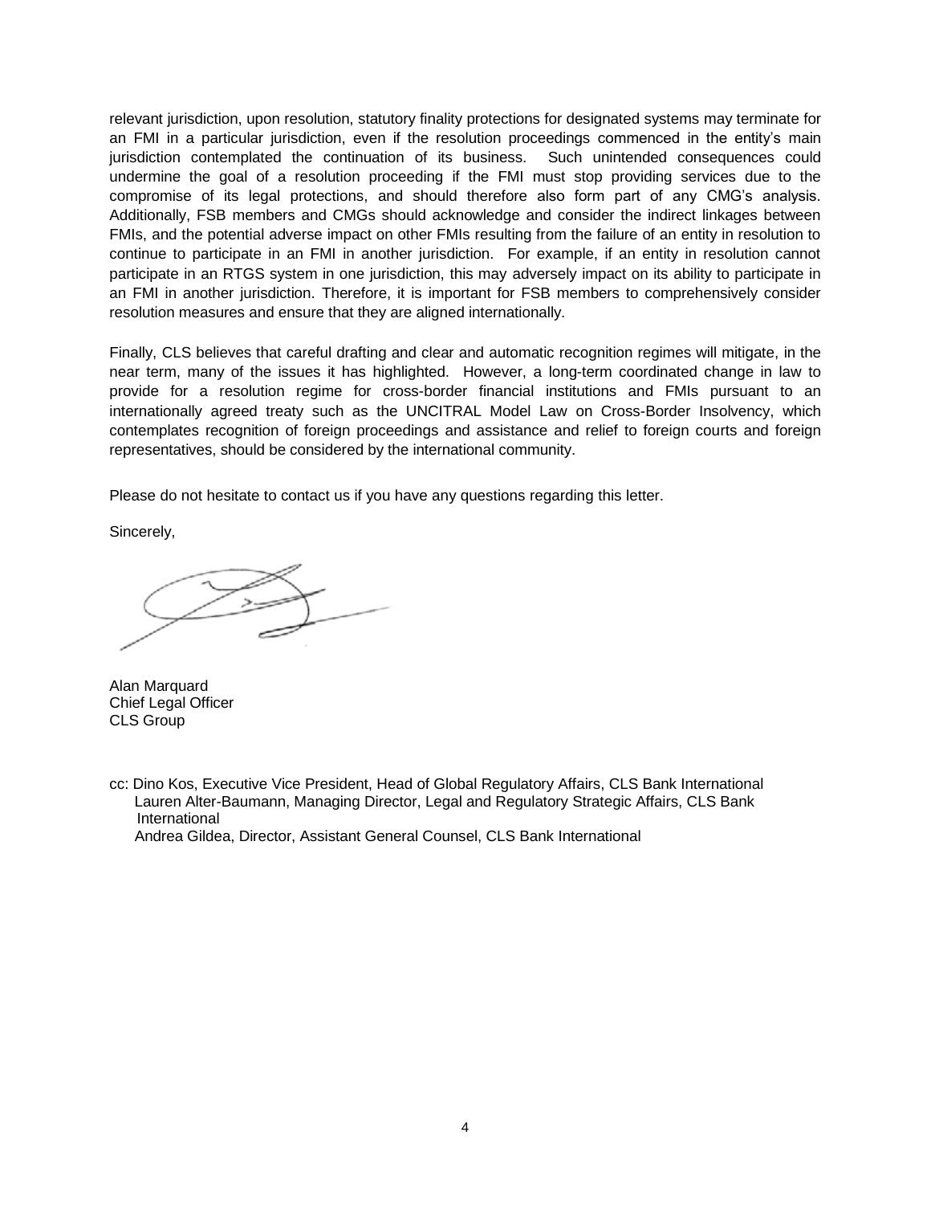relevant jurisdiction, upon resolution, statutory finality protections for designated systems may terminate for an FMI in a particular jurisdiction, even if the resolution proceedings commenced in the entity's main jurisdiction contemplated the continuation of its business. Such unintended consequences could undermine the goal of a resolution proceeding if the FMI must stop providing services due to the compromise of its legal protections, and should therefore also form part of any CMG's analysis. Additionally, FSB members and CMGs should acknowledge and consider the indirect linkages between FMIs, and the potential adverse impact on other FMIs resulting from the failure of an entity in resolution to continue to participate in an FMI in another jurisdiction. For example, if an entity in resolution cannot participate in an RTGS system in one jurisdiction, this may adversely impact on its ability to participate in an FMI in another jurisdiction. Therefore, it is important for FSB members to comprehensively consider resolution measures and ensure that they are aligned internationally.

Finally, CLS believes that careful drafting and clear and automatic recognition regimes will mitigate, in the near term, many of the issues it has highlighted. However, a long-term coordinated change in law to provide for a resolution regime for cross-border financial institutions and FMIs pursuant to an internationally agreed treaty such as the UNCITRAL Model Law on Cross-Border Insolvency, which contemplates recognition of foreign proceedings and assistance and relief to foreign courts and foreign representatives, should be considered by the international community.

Please do not hesitate to contact us if you have any questions regarding this letter.

Sincerely,

Alan Marquard
Chief Legal Officer
CLS Group

cc: Dino Kos, Executive Vice President, Head of Global Regulatory Affairs, CLS Bank International
Lauren Alter-Baumann, Managing Director, Legal and Regulatory Strategic Affairs, CLS Bank International
Andrea Gildea, Director, Assistant General Counsel, CLS Bank International